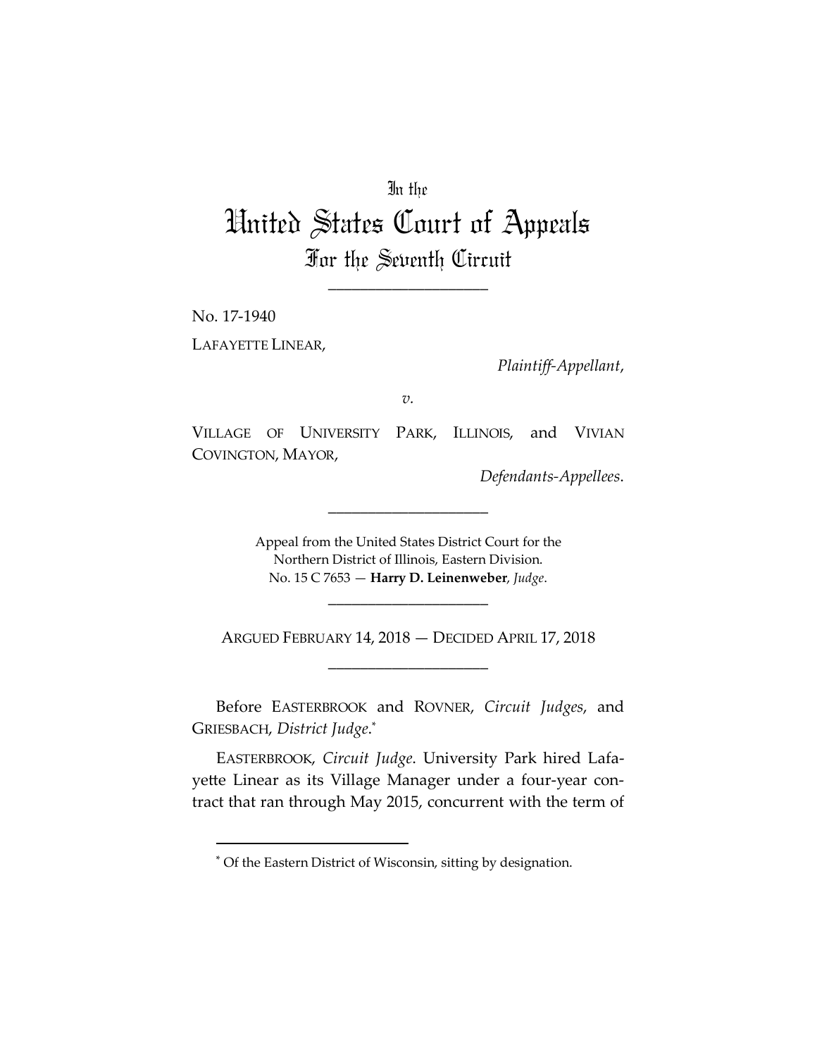In the

# United States Court of Appeals
## For the Seventh Circuit

---

No. 17-1940

LAFAYETTE LINEAR,

*Plaintiff-Appellant*,

*v.*

VILLAGE OF UNIVERSITY PARK, ILLINOIS, and VIVIAN COVINGTON, MAYOR,

*Defendants-Appellees*.

---

Appeal from the United States District Court for the Northern District of Illinois, Eastern Division.
No. 15 C 7653 — **Harry D. Leinenweber**, *Judge*.

---

ARGUED FEBRUARY 14, 2018 — DECIDED APRIL 17, 2018

---

Before EASTERBROOK and ROVNER, *Circuit Judges*, and GRIESBACH, *District Judge*.*

EASTERBROOK, *Circuit Judge*. University Park hired Lafayette Linear as its Village Manager under a four-year contract that ran through May 2015, concurrent with the term of

* Of the Eastern District of Wisconsin, sitting by designation.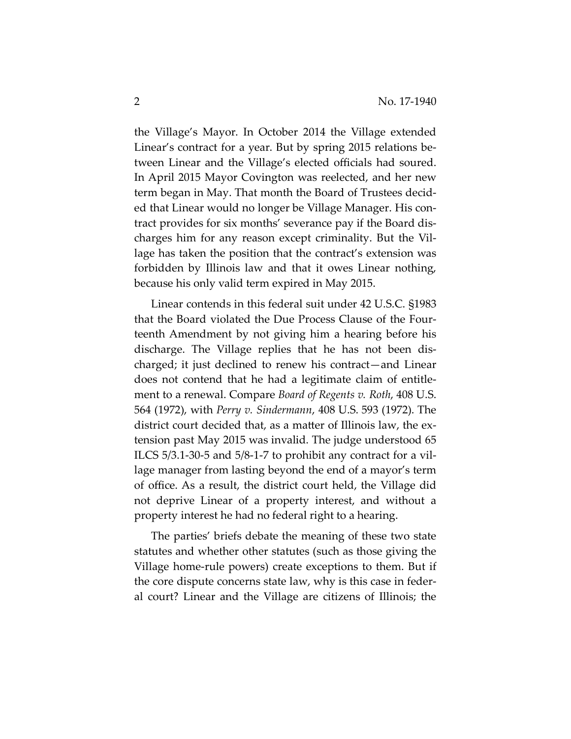the Village's Mayor. In October 2014 the Village extended Linear's contract for a year. But by spring 2015 relations between Linear and the Village's elected officials had soured. In April 2015 Mayor Covington was reelected, and her new term began in May. That month the Board of Trustees decided that Linear would no longer be Village Manager. His contract provides for six months' severance pay if the Board discharges him for any reason except criminality. But the Village has taken the position that the contract's extension was forbidden by Illinois law and that it owes Linear nothing, because his only valid term expired in May 2015.

Linear contends in this federal suit under 42 U.S.C. §1983 that the Board violated the Due Process Clause of the Fourteenth Amendment by not giving him a hearing before his discharge. The Village replies that he has not been discharged; it just declined to renew his contract—and Linear does not contend that he had a legitimate claim of entitlement to a renewal. Compare *Board of Regents v. Roth*, 408 U.S. 564 (1972), with *Perry v. Sindermann*, 408 U.S. 593 (1972). The district court decided that, as a matter of Illinois law, the extension past May 2015 was invalid. The judge understood 65 ILCS 5/3.1-30-5 and 5/8-1-7 to prohibit any contract for a village manager from lasting beyond the end of a mayor's term of office. As a result, the district court held, the Village did not deprive Linear of a property interest, and without a property interest he had no federal right to a hearing.

The parties' briefs debate the meaning of these two state statutes and whether other statutes (such as those giving the Village home-rule powers) create exceptions to them. But if the core dispute concerns state law, why is this case in federal court? Linear and the Village are citizens of Illinois; the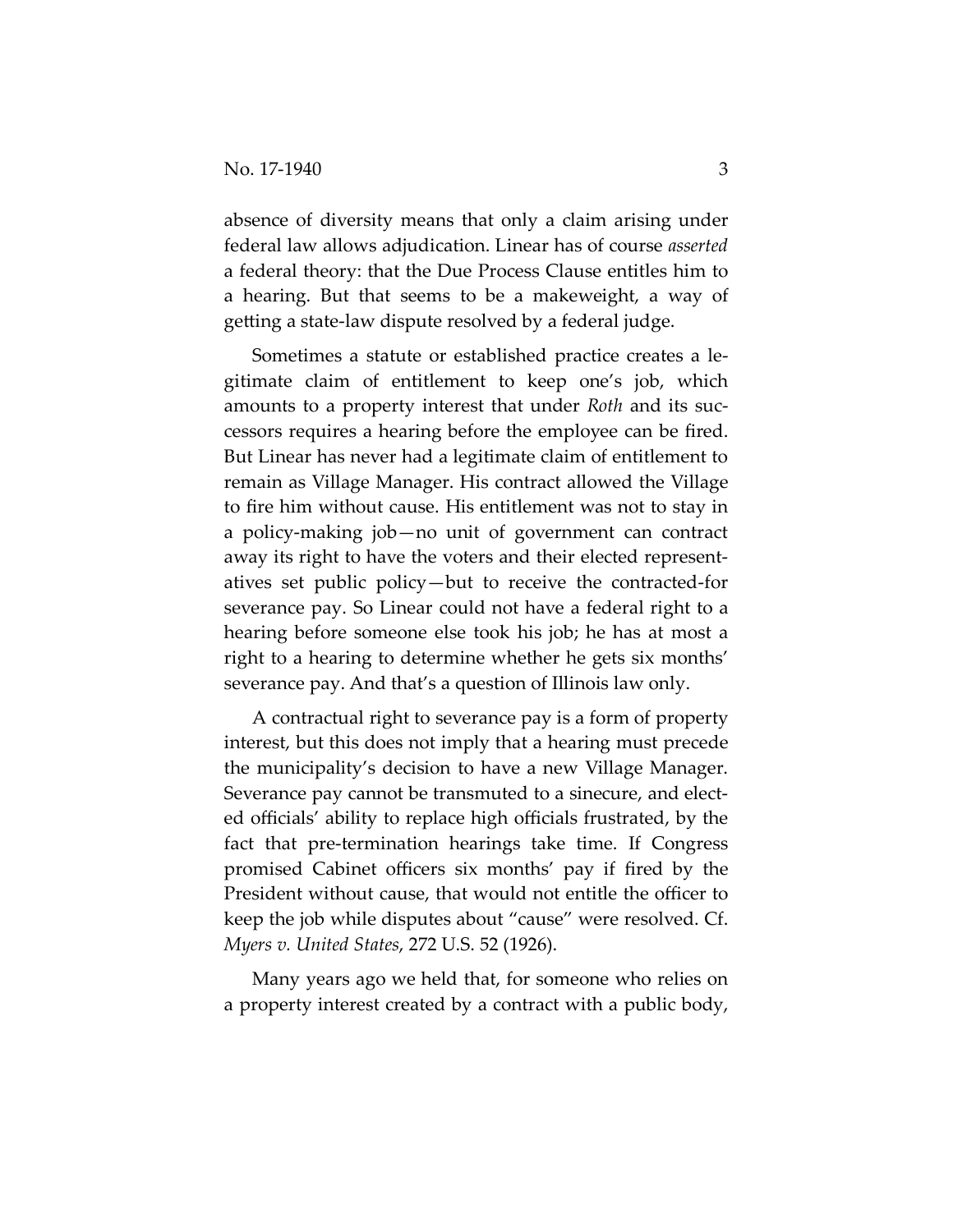absence of diversity means that only a claim arising under federal law allows adjudication. Linear has of course *asserted* a federal theory: that the Due Process Clause entitles him to a hearing. But that seems to be a makeweight, a way of getting a state-law dispute resolved by a federal judge.

Sometimes a statute or established practice creates a legitimate claim of entitlement to keep one's job, which amounts to a property interest that under *Roth* and its successors requires a hearing before the employee can be fired. But Linear has never had a legitimate claim of entitlement to remain as Village Manager. His contract allowed the Village to fire him without cause. His entitlement was not to stay in a policy-making job—no unit of government can contract away its right to have the voters and their elected representatives set public policy—but to receive the contracted-for severance pay. So Linear could not have a federal right to a hearing before someone else took his job; he has at most a right to a hearing to determine whether he gets six months' severance pay. And that's a question of Illinois law only.

A contractual right to severance pay is a form of property interest, but this does not imply that a hearing must precede the municipality's decision to have a new Village Manager. Severance pay cannot be transmuted to a sinecure, and elected officials' ability to replace high officials frustrated, by the fact that pre-termination hearings take time. If Congress promised Cabinet officers six months' pay if fired by the President without cause, that would not entitle the officer to keep the job while disputes about "cause" were resolved. Cf. *Myers v. United States*, 272 U.S. 52 (1926).

Many years ago we held that, for someone who relies on a property interest created by a contract with a public body,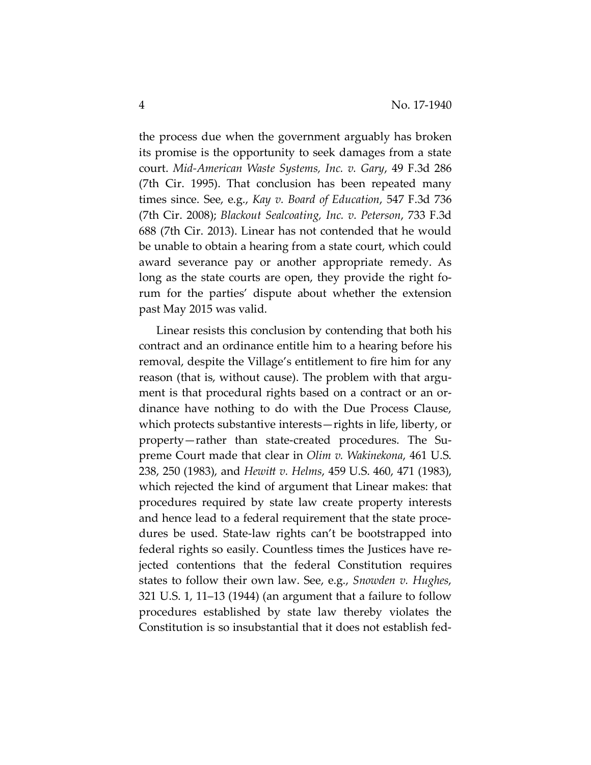the process due when the government arguably has broken its promise is the opportunity to seek damages from a state court. *Mid-American Waste Systems, Inc. v. Gary*, 49 F.3d 286 (7th Cir. 1995). That conclusion has been repeated many times since. See, e.g., *Kay v. Board of Education*, 547 F.3d 736 (7th Cir. 2008); *Blackout Sealcoating, Inc. v. Peterson*, 733 F.3d 688 (7th Cir. 2013). Linear has not contended that he would be unable to obtain a hearing from a state court, which could award severance pay or another appropriate remedy. As long as the state courts are open, they provide the right forum for the parties' dispute about whether the extension past May 2015 was valid.

Linear resists this conclusion by contending that both his contract and an ordinance entitle him to a hearing before his removal, despite the Village's entitlement to fire him for any reason (that is, without cause). The problem with that argument is that procedural rights based on a contract or an ordinance have nothing to do with the Due Process Clause, which protects substantive interests—rights in life, liberty, or property—rather than state-created procedures. The Supreme Court made that clear in *Olim v. Wakinekona*, 461 U.S. 238, 250 (1983), and *Hewitt v. Helms*, 459 U.S. 460, 471 (1983), which rejected the kind of argument that Linear makes: that procedures required by state law create property interests and hence lead to a federal requirement that the state procedures be used. State-law rights can't be bootstrapped into federal rights so easily. Countless times the Justices have rejected contentions that the federal Constitution requires states to follow their own law. See, e.g., *Snowden v. Hughes*, 321 U.S. 1, 11–13 (1944) (an argument that a failure to follow procedures established by state law thereby violates the Constitution is so insubstantial that it does not establish fed-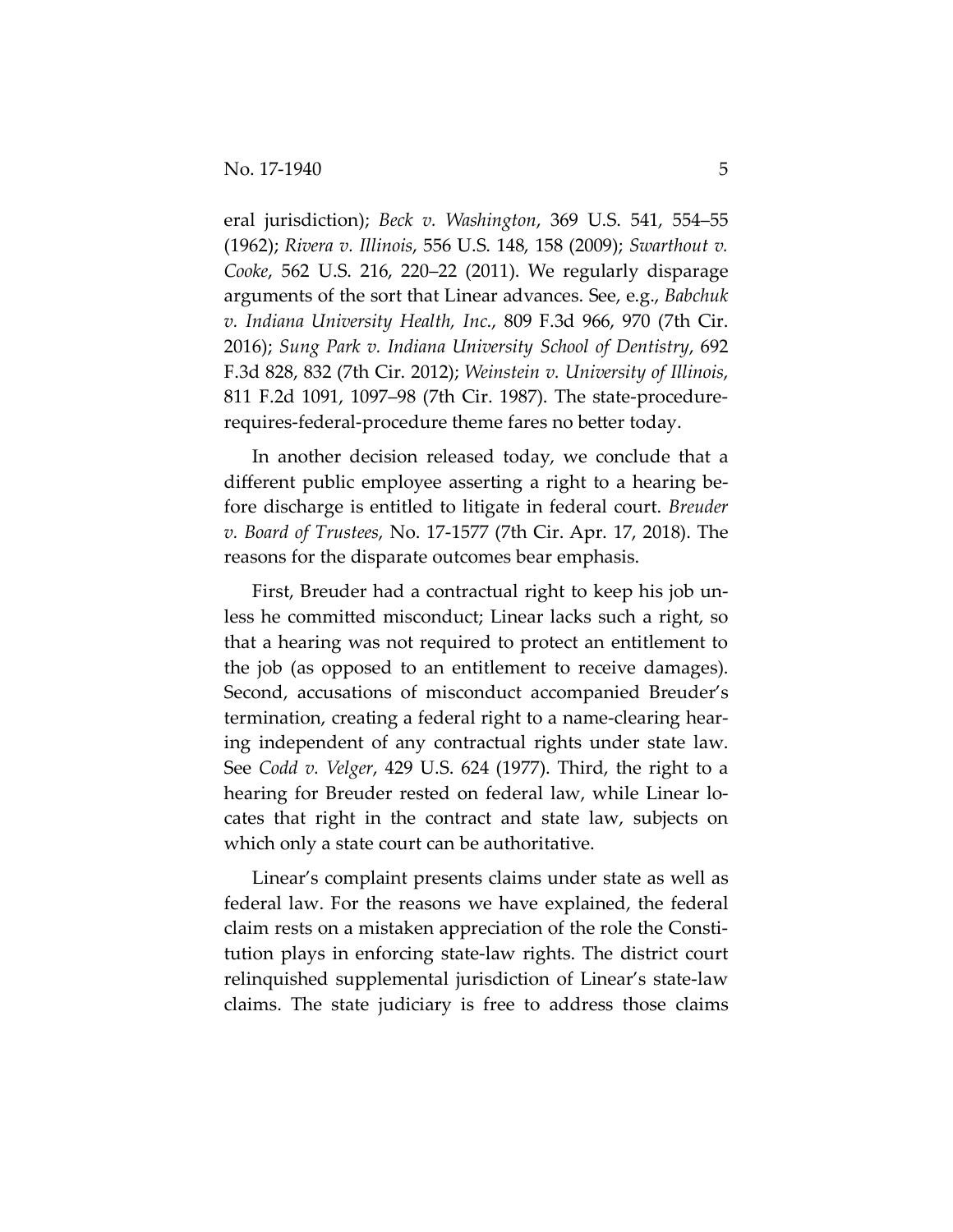eral jurisdiction); *Beck v. Washington*, 369 U.S. 541, 554–55 (1962); *Rivera v. Illinois*, 556 U.S. 148, 158 (2009); *Swarthout v. Cooke*, 562 U.S. 216, 220–22 (2011). We regularly disparage arguments of the sort that Linear advances. See, e.g., *Babchuk v. Indiana University Health, Inc.*, 809 F.3d 966, 970 (7th Cir. 2016); *Sung Park v. Indiana University School of Dentistry*, 692 F.3d 828, 832 (7th Cir. 2012); *Weinstein v. University of Illinois*, 811 F.2d 1091, 1097–98 (7th Cir. 1987). The state-procedure-requires-federal-procedure theme fares no better today.

In another decision released today, we conclude that a different public employee asserting a right to a hearing before discharge is entitled to litigate in federal court. *Breuder v. Board of Trustees*, No. 17-1577 (7th Cir. Apr. 17, 2018). The reasons for the disparate outcomes bear emphasis.

First, Breuder had a contractual right to keep his job unless he committed misconduct; Linear lacks such a right, so that a hearing was not required to protect an entitlement to the job (as opposed to an entitlement to receive damages). Second, accusations of misconduct accompanied Breuder's termination, creating a federal right to a name-clearing hearing independent of any contractual rights under state law. See *Codd v. Velger*, 429 U.S. 624 (1977). Third, the right to a hearing for Breuder rested on federal law, while Linear locates that right in the contract and state law, subjects on which only a state court can be authoritative.

Linear's complaint presents claims under state as well as federal law. For the reasons we have explained, the federal claim rests on a mistaken appreciation of the role the Constitution plays in enforcing state-law rights. The district court relinquished supplemental jurisdiction of Linear's state-law claims. The state judiciary is free to address those claims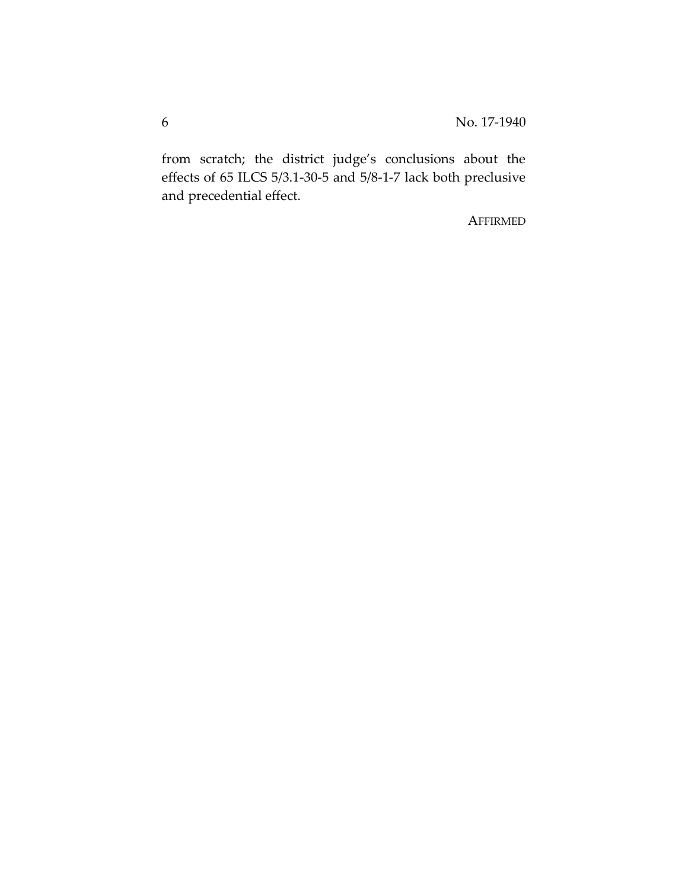from scratch; the district judge's conclusions about the effects of 65 ILCS 5/3.1-30-5 and 5/8-1-7 lack both preclusive and precedential effect.

AFFIRMED